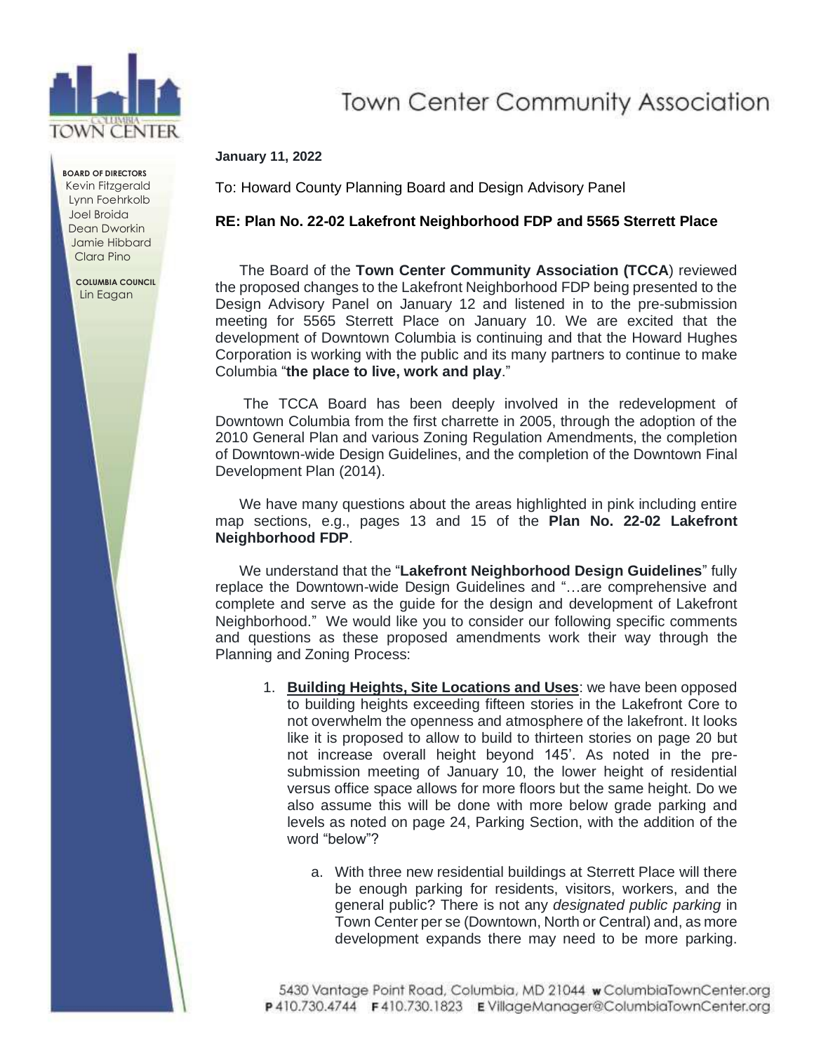# Town Center Community Association

**BOARD OF DIRECTORS**
Kevin Fitzgerald
Lynn Foehrkolb
Joel Broida
Dean Dworkin
Jamie Hibbard
Clara Pino

**COLUMBIA COUNCIL**
Lin Eagan

**January 11, 2022**

To: Howard County Planning Board and Design Advisory Panel

**RE: Plan No. 22-02 Lakefront Neighborhood FDP and 5565 Sterrett Place**

The Board of the **Town Center Community Association (TCCA**) reviewed the proposed changes to the Lakefront Neighborhood FDP being presented to the Design Advisory Panel on January 12 and listened in to the pre-submission meeting for 5565 Sterrett Place on January 10. We are excited that the development of Downtown Columbia is continuing and that the Howard Hughes Corporation is working with the public and its many partners to continue to make Columbia "**the place to live, work and play**."

The TCCA Board has been deeply involved in the redevelopment of Downtown Columbia from the first charrette in 2005, through the adoption of the 2010 General Plan and various Zoning Regulation Amendments, the completion of Downtown-wide Design Guidelines, and the completion of the Downtown Final Development Plan (2014).

We have many questions about the areas highlighted in pink including entire map sections, e.g., pages 13 and 15 of the **Plan No. 22-02 Lakefront Neighborhood FDP**.

We understand that the "**Lakefront Neighborhood Design Guidelines**" fully replace the Downtown-wide Design Guidelines and "…are comprehensive and complete and serve as the guide for the design and development of Lakefront Neighborhood." We would like you to consider our following specific comments and questions as these proposed amendments work their way through the Planning and Zoning Process:

1. **Building Heights, Site Locations and Uses**: we have been opposed to building heights exceeding fifteen stories in the Lakefront Core to not overwhelm the openness and atmosphere of the lakefront. It looks like it is proposed to allow to build to thirteen stories on page 20 but not increase overall height beyond 145'. As noted in the pre-submission meeting of January 10, the lower height of residential versus office space allows for more floors but the same height. Do we also assume this will be done with more below grade parking and levels as noted on page 24, Parking Section, with the addition of the word "below"?

    a. With three new residential buildings at Sterrett Place will there be enough parking for residents, visitors, workers, and the general public? There is not any *designated public parking* in Town Center per se (Downtown, North or Central) and, as more development expands there may need to be more parking.

5430 Vantage Point Road, Columbia, MD 21044 **w** ColumbiaTownCenter.org
**P** 410.730.4744 **F** 410.730.1823 **E** VillageManager@ColumbiaTownCenter.org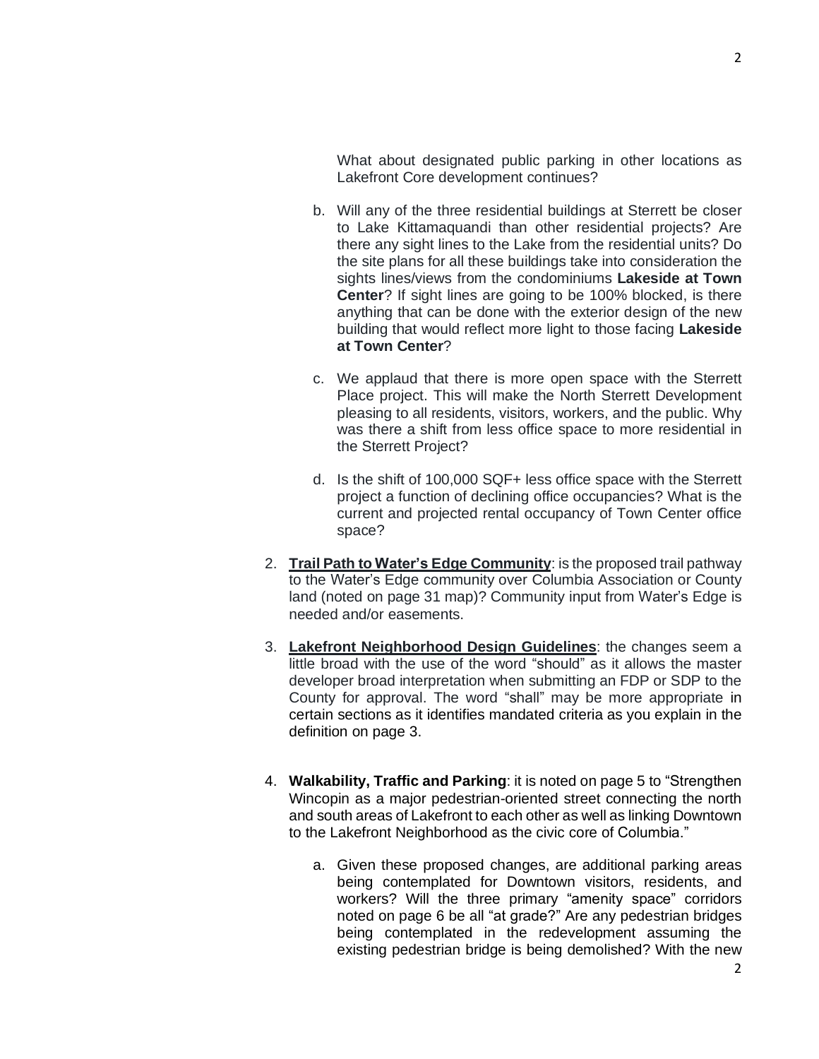What about designated public parking in other locations as Lakefront Core development continues?

b. Will any of the three residential buildings at Sterrett be closer to Lake Kittamaquandi than other residential projects? Are there any sight lines to the Lake from the residential units? Do the site plans for all these buildings take into consideration the sights lines/views from the condominiums **Lakeside at Town Center**? If sight lines are going to be 100% blocked, is there anything that can be done with the exterior design of the new building that would reflect more light to those facing **Lakeside at Town Center**?

c. We applaud that there is more open space with the Sterrett Place project. This will make the North Sterrett Development pleasing to all residents, visitors, workers, and the public. Why was there a shift from less office space to more residential in the Sterrett Project?

d. Is the shift of 100,000 SQF+ less office space with the Sterrett project a function of declining office occupancies? What is the current and projected rental occupancy of Town Center office space?

2. **<u>Trail Path to Water's Edge Community</u>**: is the proposed trail pathway to the Water's Edge community over Columbia Association or County land (noted on page 31 map)? Community input from Water's Edge is needed and/or easements.

3. **<u>Lakefront Neighborhood Design Guidelines</u>**: the changes seem a little broad with the use of the word "should" as it allows the master developer broad interpretation when submitting an FDP or SDP to the County for approval. The word "shall" may be more appropriate in certain sections as it identifies mandated criteria as you explain in the definition on page 3.

4. **Walkability, Traffic and Parking**: it is noted on page 5 to "Strengthen Wincopin as a major pedestrian-oriented street connecting the north and south areas of Lakefront to each other as well as linking Downtown to the Lakefront Neighborhood as the civic core of Columbia."

   a. Given these proposed changes, are additional parking areas being contemplated for Downtown visitors, residents, and workers? Will the three primary "amenity space" corridors noted on page 6 be all "at grade?" Are any pedestrian bridges being contemplated in the redevelopment assuming the existing pedestrian bridge is being demolished? With the new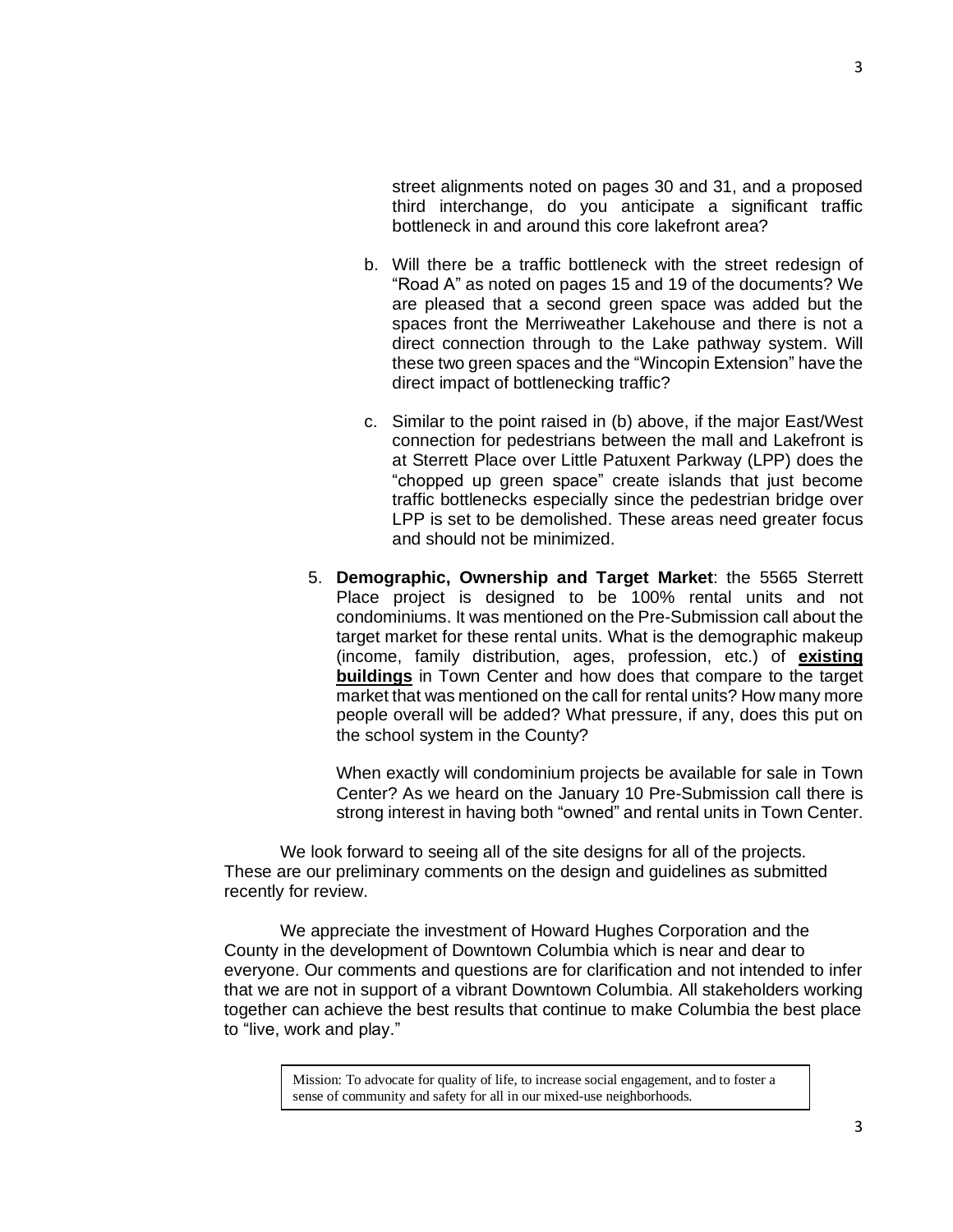street alignments noted on pages 30 and 31, and a proposed third interchange, do you anticipate a significant traffic bottleneck in and around this core lakefront area?

b. Will there be a traffic bottleneck with the street redesign of "Road A" as noted on pages 15 and 19 of the documents? We are pleased that a second green space was added but the spaces front the Merriweather Lakehouse and there is not a direct connection through to the Lake pathway system. Will these two green spaces and the "Wincopin Extension" have the direct impact of bottlenecking traffic?

c. Similar to the point raised in (b) above, if the major East/West connection for pedestrians between the mall and Lakefront is at Sterrett Place over Little Patuxent Parkway (LPP) does the "chopped up green space" create islands that just become traffic bottlenecks especially since the pedestrian bridge over LPP is set to be demolished. These areas need greater focus and should not be minimized.

5. **Demographic, Ownership and Target Market**: the 5565 Sterrett Place project is designed to be 100% rental units and not condominiums. It was mentioned on the Pre-Submission call about the target market for these rental units. What is the demographic makeup (income, family distribution, ages, profession, etc.) of **existing buildings** in Town Center and how does that compare to the target market that was mentioned on the call for rental units? How many more people overall will be added? What pressure, if any, does this put on the school system in the County?

   When exactly will condominium projects be available for sale in Town Center? As we heard on the January 10 Pre-Submission call there is strong interest in having both "owned" and rental units in Town Center.

We look forward to seeing all of the site designs for all of the projects. These are our preliminary comments on the design and guidelines as submitted recently for review.

We appreciate the investment of Howard Hughes Corporation and the County in the development of Downtown Columbia which is near and dear to everyone. Our comments and questions are for clarification and not intended to infer that we are not in support of a vibrant Downtown Columbia. All stakeholders working together can achieve the best results that continue to make Columbia the best place to "live, work and play."

Mission: To advocate for quality of life, to increase social engagement, and to foster a sense of community and safety for all in our mixed-use neighborhoods.